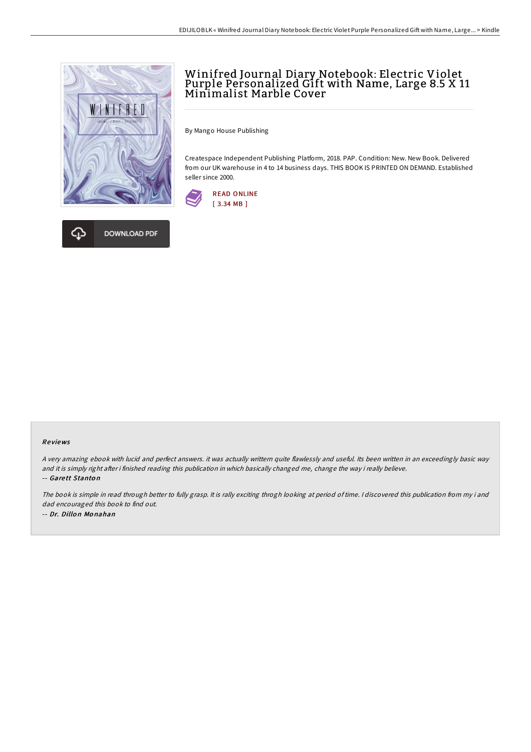# Winifred Journal Diary Notebook: Electric Violet Purple Personalized Gift with Name, Large 8.5 X 11 Minimalist Marble Cover

By Mango House Publishing

Createspace Independent Publishing Platform, 2018. PAP. Condition: New. New Book. Delivered from our UK warehouse in 4 to 14 business days. THIS BOOK IS PRINTED ON DEMAND. Established seller since 2000.

READ ONLINE
[ 3.34 MB ]

DOWNLOAD PDF

### Reviews

*A very amazing ebook with lucid and perfect answers. it was actually writtern quite flawlessly and useful. Its been written in an exceedingly basic way and it is simply right after i finished reading this publication in which basically changed me, change the way i really believe.*

-- ***Garett Stanton***

*The book is simple in read through better to fully grasp. It is rally exciting throgh looking at period of time. I discovered this publication from my i and dad encouraged this book to find out.*

-- ***Dr. Dillon Monahan***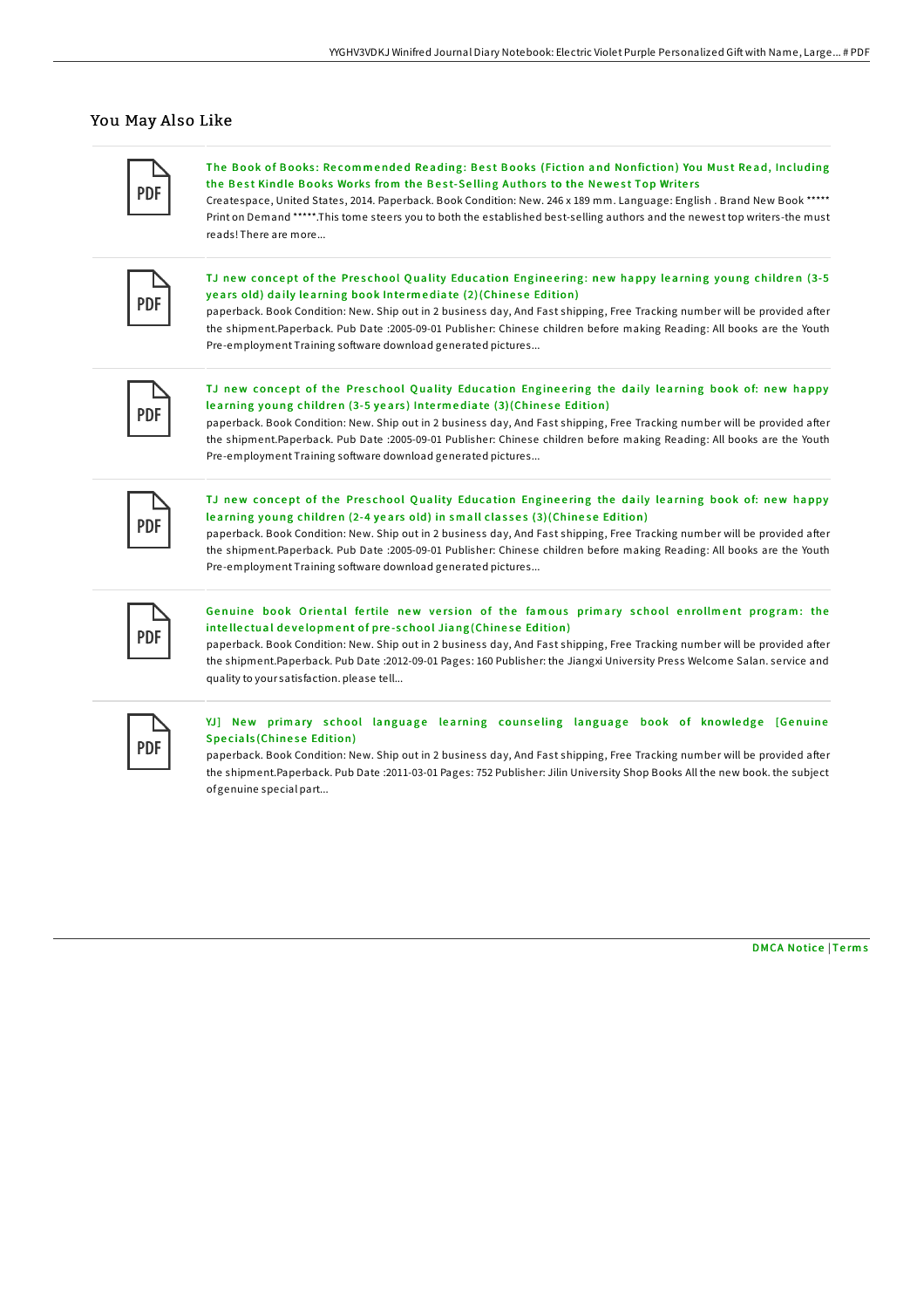## You May Also Like

**The Book of Books: Recommended Reading: Best Books (Fiction and Nonfiction) You Must Read, Including the Best Kindle Books Works from the Best-Selling Authors to the Newest Top Writers**

Createspace, United States, 2014. Paperback. Book Condition: New. 246 x 189 mm. Language: English . Brand New Book ***** Print on Demand *****.This tome steers you to both the established best-selling authors and the newest top writers-the must reads! There are more...

**TJ new concept of the Preschool Quality Education Engineering: new happy learning young children (3-5 years old) daily learning book Intermediate (2)(Chinese Edition)**

paperback. Book Condition: New. Ship out in 2 business day, And Fast shipping, Free Tracking number will be provided after the shipment.Paperback. Pub Date :2005-09-01 Publisher: Chinese children before making Reading: All books are the Youth Pre-employment Training software download generated pictures...

**TJ new concept of the Preschool Quality Education Engineering the daily learning book of: new happy learning young children (3-5 years) Intermediate (3)(Chinese Edition)**

paperback. Book Condition: New. Ship out in 2 business day, And Fast shipping, Free Tracking number will be provided after the shipment.Paperback. Pub Date :2005-09-01 Publisher: Chinese children before making Reading: All books are the Youth Pre-employment Training software download generated pictures...

**TJ new concept of the Preschool Quality Education Engineering the daily learning book of: new happy learning young children (2-4 years old) in small classes (3)(Chinese Edition)**

paperback. Book Condition: New. Ship out in 2 business day, And Fast shipping, Free Tracking number will be provided after the shipment.Paperback. Pub Date :2005-09-01 Publisher: Chinese children before making Reading: All books are the Youth Pre-employment Training software download generated pictures...

**Genuine book Oriental fertile new version of the famous primary school enrollment program: the intellectual development of pre-school Jiang(Chinese Edition)**

paperback. Book Condition: New. Ship out in 2 business day, And Fast shipping, Free Tracking number will be provided after the shipment.Paperback. Pub Date :2012-09-01 Pages: 160 Publisher: the Jiangxi University Press Welcome Salan. service and quality to your satisfaction. please tell...

**YJ] New primary school language learning counseling language book of knowledge [Genuine Specials(Chinese Edition)**

paperback. Book Condition: New. Ship out in 2 business day, And Fast shipping, Free Tracking number will be provided after the shipment.Paperback. Pub Date :2011-03-01 Pages: 752 Publisher: Jilin University Shop Books All the new book. the subject of genuine special part...